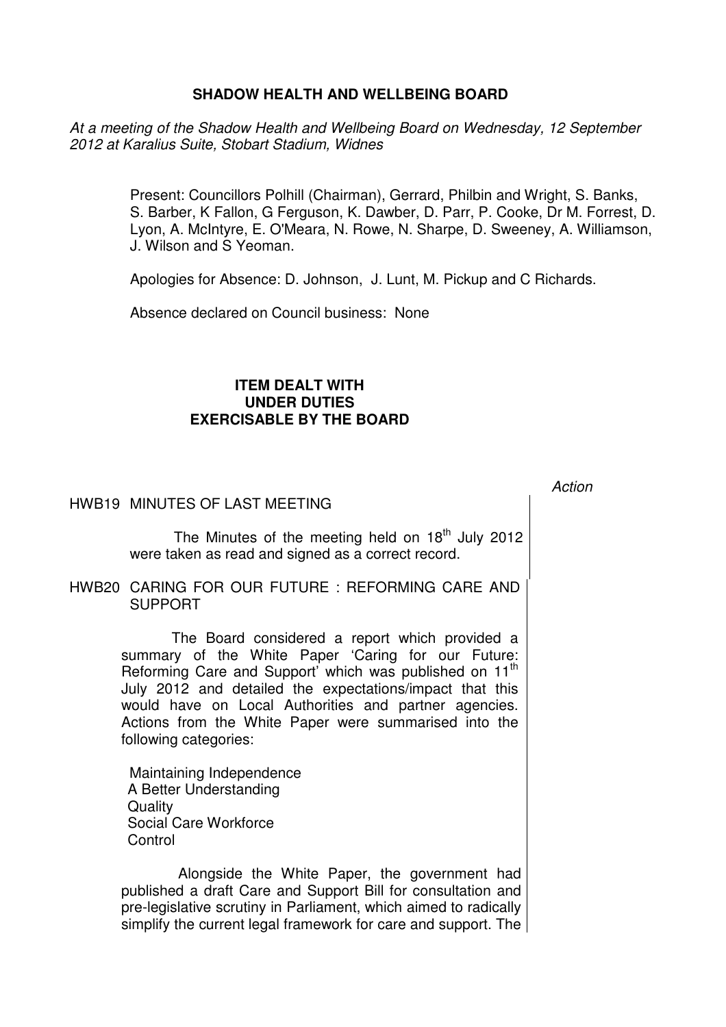# SHADOW HEALTH AND WELLBEING BOARD

*At a meeting of the Shadow Health and Wellbeing Board on Wednesday, 12 September 2012 at Karalius Suite, Stobart Stadium, Widnes*

Present: Councillors Polhill (Chairman), Gerrard, Philbin and Wright, S. Banks, S. Barber, K Fallon, G Ferguson, K. Dawber, D. Parr, P. Cooke, Dr M. Forrest, D. Lyon, A. McIntyre, E. O'Meara, N. Rowe, N. Sharpe, D. Sweeney, A. Williamson, J. Wilson and S Yeoman.

Apologies for Absence: D. Johnson, J. Lunt, M. Pickup and C Richards.

Absence declared on Council business: None

## ITEM DEALT WITH UNDER DUTIES EXERCISABLE BY THE BOARD

*Action*

### HWB19 MINUTES OF LAST MEETING

The Minutes of the meeting held on 18th July 2012 were taken as read and signed as a correct record.

### HWB20 CARING FOR OUR FUTURE : REFORMING CARE AND SUPPORT

The Board considered a report which provided a summary of the White Paper 'Caring for our Future: Reforming Care and Support' which was published on 11th July 2012 and detailed the expectations/impact that this would have on Local Authorities and partner agencies. Actions from the White Paper were summarised into the following categories:

- Maintaining Independence
- A Better Understanding
- Quality
- Social Care Workforce
- Control

Alongside the White Paper, the government had published a draft Care and Support Bill for consultation and pre-legislative scrutiny in Parliament, which aimed to radically simplify the current legal framework for care and support. The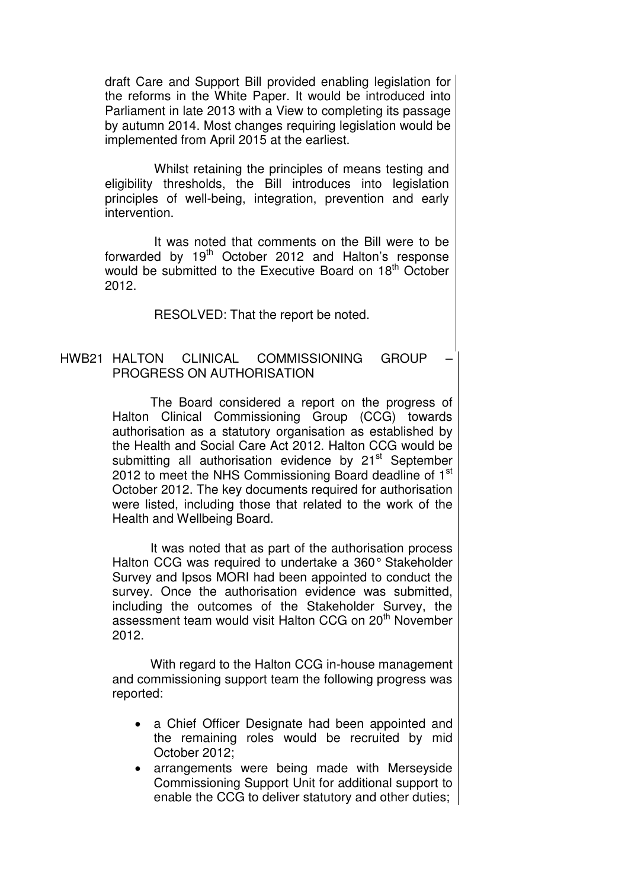draft Care and Support Bill provided enabling legislation for the reforms in the White Paper. It would be introduced into Parliament in late 2013 with a View to completing its passage by autumn 2014. Most changes requiring legislation would be implemented from April 2015 at the earliest.

Whilst retaining the principles of means testing and eligibility thresholds, the Bill introduces into legislation principles of well-being, integration, prevention and early intervention.

It was noted that comments on the Bill were to be forwarded by 19th October 2012 and Halton's response would be submitted to the Executive Board on 18th October 2012.

RESOLVED: That the report be noted.

## HWB21 HALTON CLINICAL COMMISSIONING GROUP – PROGRESS ON AUTHORISATION

The Board considered a report on the progress of Halton Clinical Commissioning Group (CCG) towards authorisation as a statutory organisation as established by the Health and Social Care Act 2012. Halton CCG would be submitting all authorisation evidence by 21st September 2012 to meet the NHS Commissioning Board deadline of 1st October 2012. The key documents required for authorisation were listed, including those that related to the work of the Health and Wellbeing Board.

It was noted that as part of the authorisation process Halton CCG was required to undertake a 360° Stakeholder Survey and Ipsos MORI had been appointed to conduct the survey. Once the authorisation evidence was submitted, including the outcomes of the Stakeholder Survey, the assessment team would visit Halton CCG on 20th November 2012.

With regard to the Halton CCG in-house management and commissioning support team the following progress was reported:

- a Chief Officer Designate had been appointed and the remaining roles would be recruited by mid October 2012;
- arrangements were being made with Merseyside Commissioning Support Unit for additional support to enable the CCG to deliver statutory and other duties;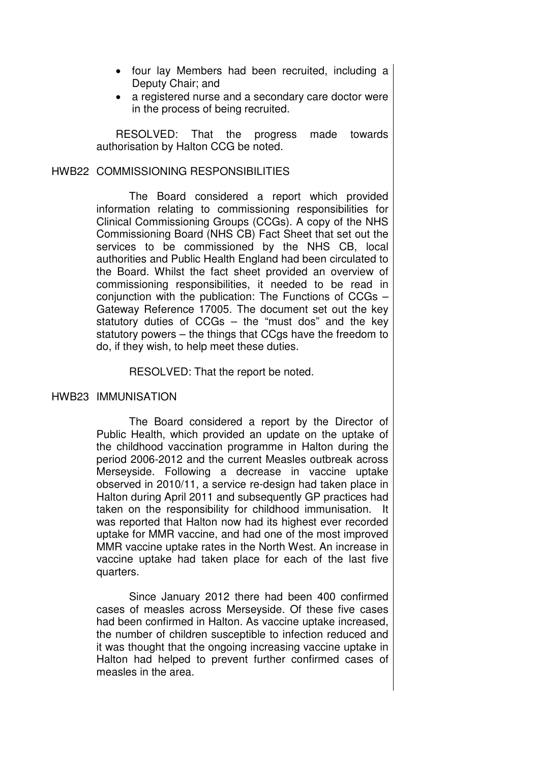- four lay Members had been recruited, including a Deputy Chair; and
- a registered nurse and a secondary care doctor were in the process of being recruited.

RESOLVED: That the progress made towards authorisation by Halton CCG be noted.

## HWB22 COMMISSIONING RESPONSIBILITIES

The Board considered a report which provided information relating to commissioning responsibilities for Clinical Commissioning Groups (CCGs). A copy of the NHS Commissioning Board (NHS CB) Fact Sheet that set out the services to be commissioned by the NHS CB, local authorities and Public Health England had been circulated to the Board. Whilst the fact sheet provided an overview of commissioning responsibilities, it needed to be read in conjunction with the publication: The Functions of CCGs – Gateway Reference 17005. The document set out the key statutory duties of CCGs – the "must dos" and the key statutory powers – the things that CCgs have the freedom to do, if they wish, to help meet these duties.

RESOLVED: That the report be noted.

## HWB23 IMMUNISATION

The Board considered a report by the Director of Public Health, which provided an update on the uptake of the childhood vaccination programme in Halton during the period 2006-2012 and the current Measles outbreak across Merseyside. Following a decrease in vaccine uptake observed in 2010/11, a service re-design had taken place in Halton during April 2011 and subsequently GP practices had taken on the responsibility for childhood immunisation. It was reported that Halton now had its highest ever recorded uptake for MMR vaccine, and had one of the most improved MMR vaccine uptake rates in the North West. An increase in vaccine uptake had taken place for each of the last five quarters.

Since January 2012 there had been 400 confirmed cases of measles across Merseyside. Of these five cases had been confirmed in Halton. As vaccine uptake increased, the number of children susceptible to infection reduced and it was thought that the ongoing increasing vaccine uptake in Halton had helped to prevent further confirmed cases of measles in the area.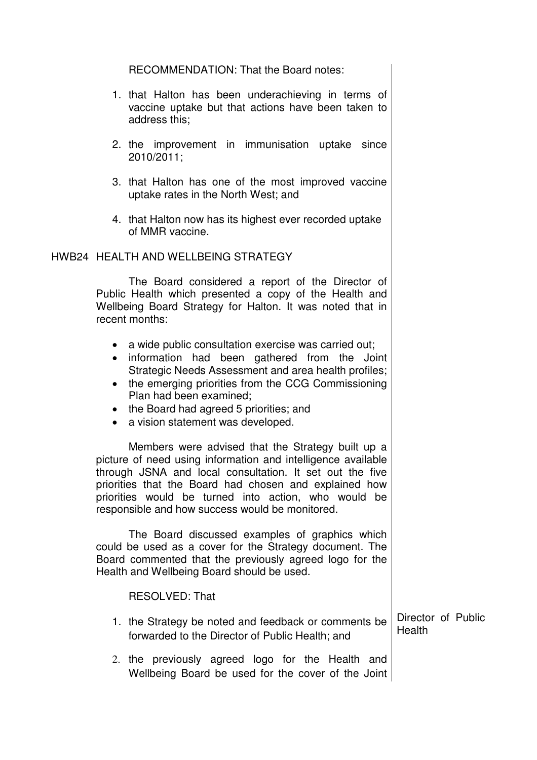RECOMMENDATION: That the Board notes:

1. that Halton has been underachieving in terms of vaccine uptake but that actions have been taken to address this;

2. the improvement in immunisation uptake since 2010/2011;

3. that Halton has one of the most improved vaccine uptake rates in the North West; and

4. that Halton now has its highest ever recorded uptake of MMR vaccine.

## HWB24 HEALTH AND WELLBEING STRATEGY

The Board considered a report of the Director of Public Health which presented a copy of the Health and Wellbeing Board Strategy for Halton. It was noted that in recent months:

- a wide public consultation exercise was carried out;
- information had been gathered from the Joint Strategic Needs Assessment and area health profiles;
- the emerging priorities from the CCG Commissioning Plan had been examined;
- the Board had agreed 5 priorities; and
- a vision statement was developed.

Members were advised that the Strategy built up a picture of need using information and intelligence available through JSNA and local consultation. It set out the five priorities that the Board had chosen and explained how priorities would be turned into action, who would be responsible and how success would be monitored.

The Board discussed examples of graphics which could be used as a cover for the Strategy document. The Board commented that the previously agreed logo for the Health and Wellbeing Board should be used.

RESOLVED: That

1. the Strategy be noted and feedback or comments be forwarded to the Director of Public Health; and

2. the previously agreed logo for the Health and Wellbeing Board be used for the cover of the Joint

Director of Public Health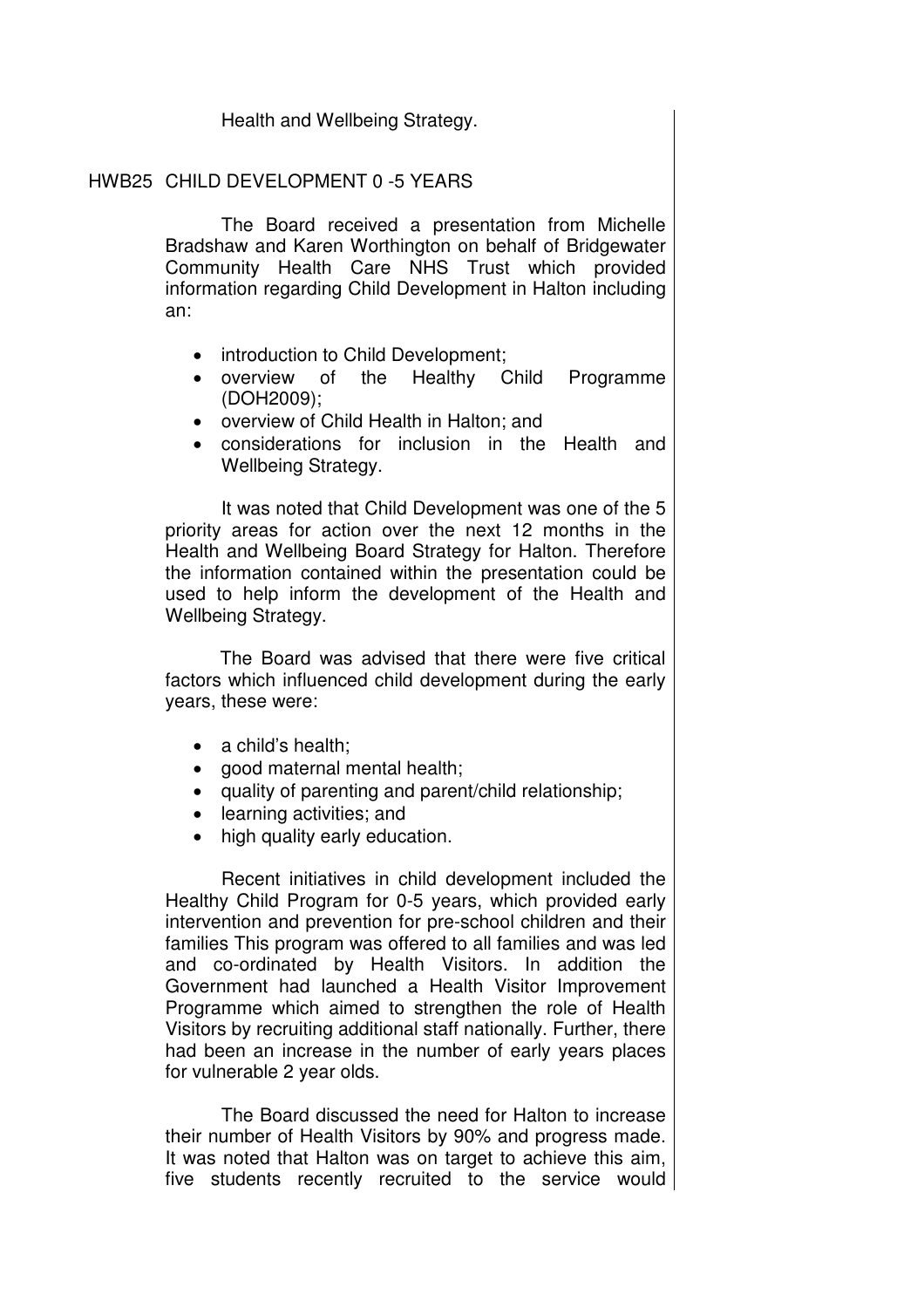Health and Wellbeing Strategy.

## HWB25 CHILD DEVELOPMENT 0 -5 YEARS

The Board received a presentation from Michelle Bradshaw and Karen Worthington on behalf of Bridgewater Community Health Care NHS Trust which provided information regarding Child Development in Halton including an:

- introduction to Child Development;
- overview of the Healthy Child Programme (DOH2009);
- overview of Child Health in Halton; and
- considerations for inclusion in the Health and Wellbeing Strategy.

It was noted that Child Development was one of the 5 priority areas for action over the next 12 months in the Health and Wellbeing Board Strategy for Halton. Therefore the information contained within the presentation could be used to help inform the development of the Health and Wellbeing Strategy.

The Board was advised that there were five critical factors which influenced child development during the early years, these were:

- a child's health;
- good maternal mental health;
- quality of parenting and parent/child relationship;
- learning activities; and
- high quality early education.

Recent initiatives in child development included the Healthy Child Program for 0-5 years, which provided early intervention and prevention for pre-school children and their families This program was offered to all families and was led and co-ordinated by Health Visitors. In addition the Government had launched a Health Visitor Improvement Programme which aimed to strengthen the role of Health Visitors by recruiting additional staff nationally. Further, there had been an increase in the number of early years places for vulnerable 2 year olds.

The Board discussed the need for Halton to increase their number of Health Visitors by 90% and progress made. It was noted that Halton was on target to achieve this aim, five students recently recruited to the service would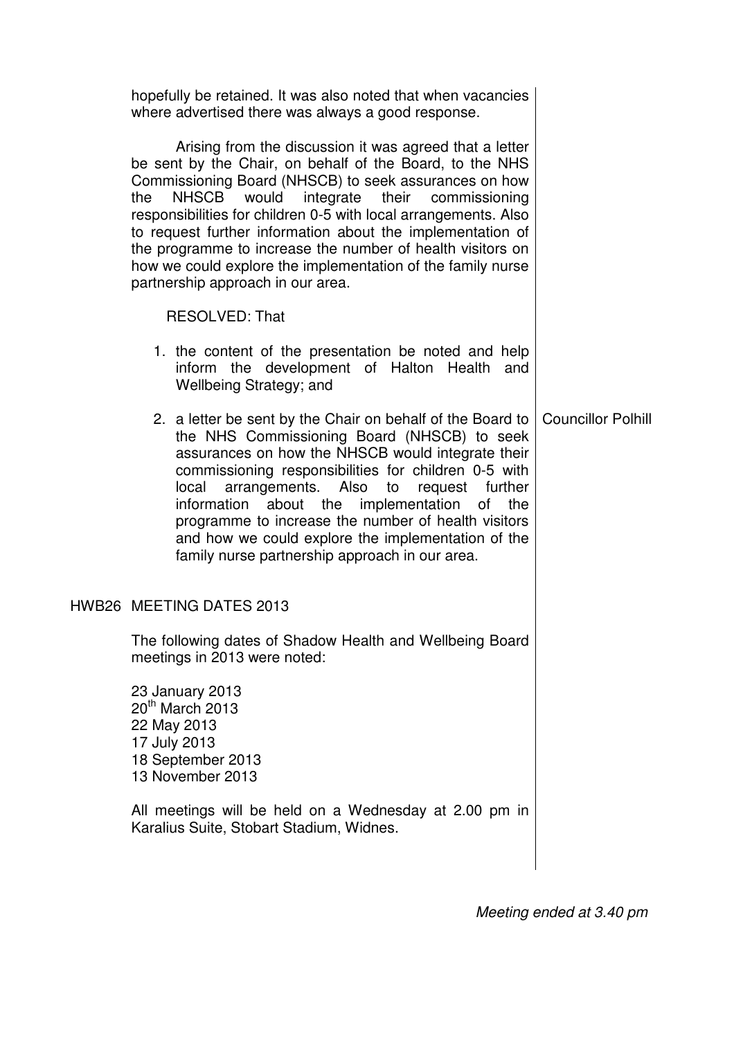hopefully be retained. It was also noted that when vacancies where advertised there was always a good response.

Arising from the discussion it was agreed that a letter be sent by the Chair, on behalf of the Board, to the NHS Commissioning Board (NHSCB) to seek assurances on how the NHSCB would integrate their commissioning responsibilities for children 0-5 with local arrangements. Also to request further information about the implementation of the programme to increase the number of health visitors on how we could explore the implementation of the family nurse partnership approach in our area.

RESOLVED: That

1. the content of the presentation be noted and help inform the development of Halton Health and Wellbeing Strategy; and

2. a letter be sent by the Chair on behalf of the Board to the NHS Commissioning Board (NHSCB) to seek assurances on how the NHSCB would integrate their commissioning responsibilities for children 0-5 with local arrangements. Also to request further information about the implementation of the programme to increase the number of health visitors and how we could explore the implementation of the family nurse partnership approach in our area. — Councillor Polhill

## HWB26 MEETING DATES 2013

The following dates of Shadow Health and Wellbeing Board meetings in 2013 were noted:

23 January 2013
20th March 2013
22 May 2013
17 July 2013
18 September 2013
13 November 2013

All meetings will be held on a Wednesday at 2.00 pm in Karalius Suite, Stobart Stadium, Widnes.

*Meeting ended at 3.40 pm*